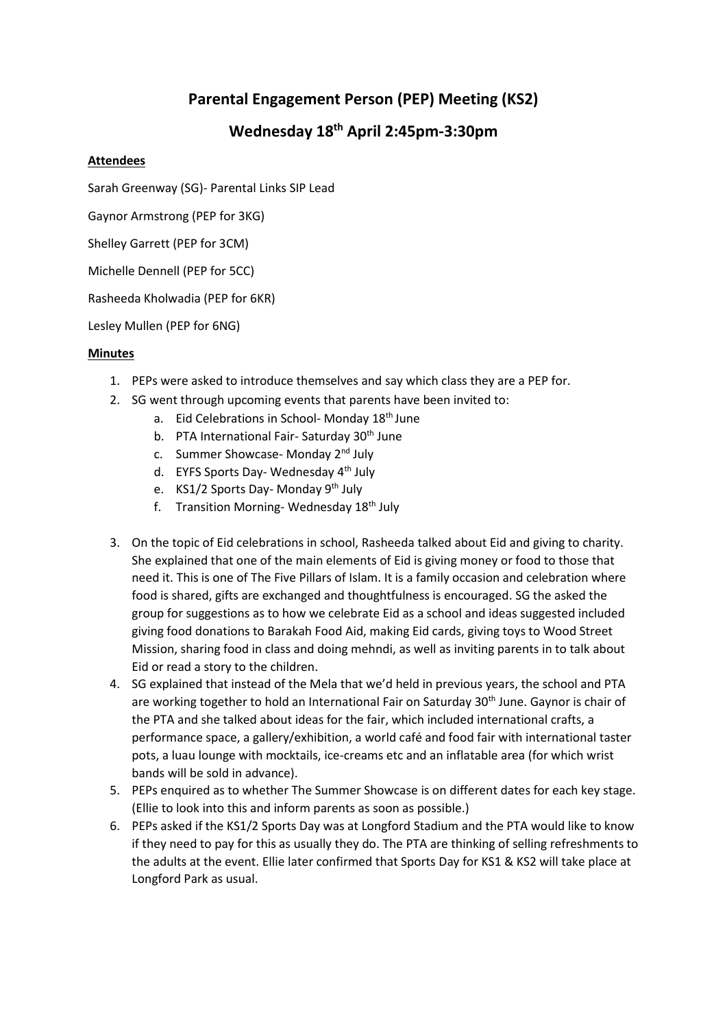# Parental Engagement Person (PEP) Meeting (KS2)

## Wednesday 18th April 2:45pm-3:30pm

**Attendees**

Sarah Greenway (SG)- Parental Links SIP Lead

Gaynor Armstrong (PEP for 3KG)

Shelley Garrett (PEP for 3CM)

Michelle Dennell (PEP for 5CC)

Rasheeda Kholwadia (PEP for 6KR)

Lesley Mullen (PEP for 6NG)

**Minutes**

1. PEPs were asked to introduce themselves and say which class they are a PEP for.
2. SG went through upcoming events that parents have been invited to:
   a. Eid Celebrations in School- Monday 18th June
   b. PTA International Fair- Saturday 30th June
   c. Summer Showcase- Monday 2nd July
   d. EYFS Sports Day- Wednesday 4th July
   e. KS1/2 Sports Day- Monday 9th July
   f. Transition Morning- Wednesday 18th July
3. On the topic of Eid celebrations in school, Rasheeda talked about Eid and giving to charity. She explained that one of the main elements of Eid is giving money or food to those that need it. This is one of The Five Pillars of Islam. It is a family occasion and celebration where food is shared, gifts are exchanged and thoughtfulness is encouraged. SG the asked the group for suggestions as to how we celebrate Eid as a school and ideas suggested included giving food donations to Barakah Food Aid, making Eid cards, giving toys to Wood Street Mission, sharing food in class and doing mehndi, as well as inviting parents in to talk about Eid or read a story to the children.
4. SG explained that instead of the Mela that we'd held in previous years, the school and PTA are working together to hold an International Fair on Saturday 30th June. Gaynor is chair of the PTA and she talked about ideas for the fair, which included international crafts, a performance space, a gallery/exhibition, a world café and food fair with international taster pots, a luau lounge with mocktails, ice-creams etc and an inflatable area (for which wrist bands will be sold in advance).
5. PEPs enquired as to whether The Summer Showcase is on different dates for each key stage. (Ellie to look into this and inform parents as soon as possible.)
6. PEPs asked if the KS1/2 Sports Day was at Longford Stadium and the PTA would like to know if they need to pay for this as usually they do. The PTA are thinking of selling refreshments to the adults at the event. Ellie later confirmed that Sports Day for KS1 & KS2 will take place at Longford Park as usual.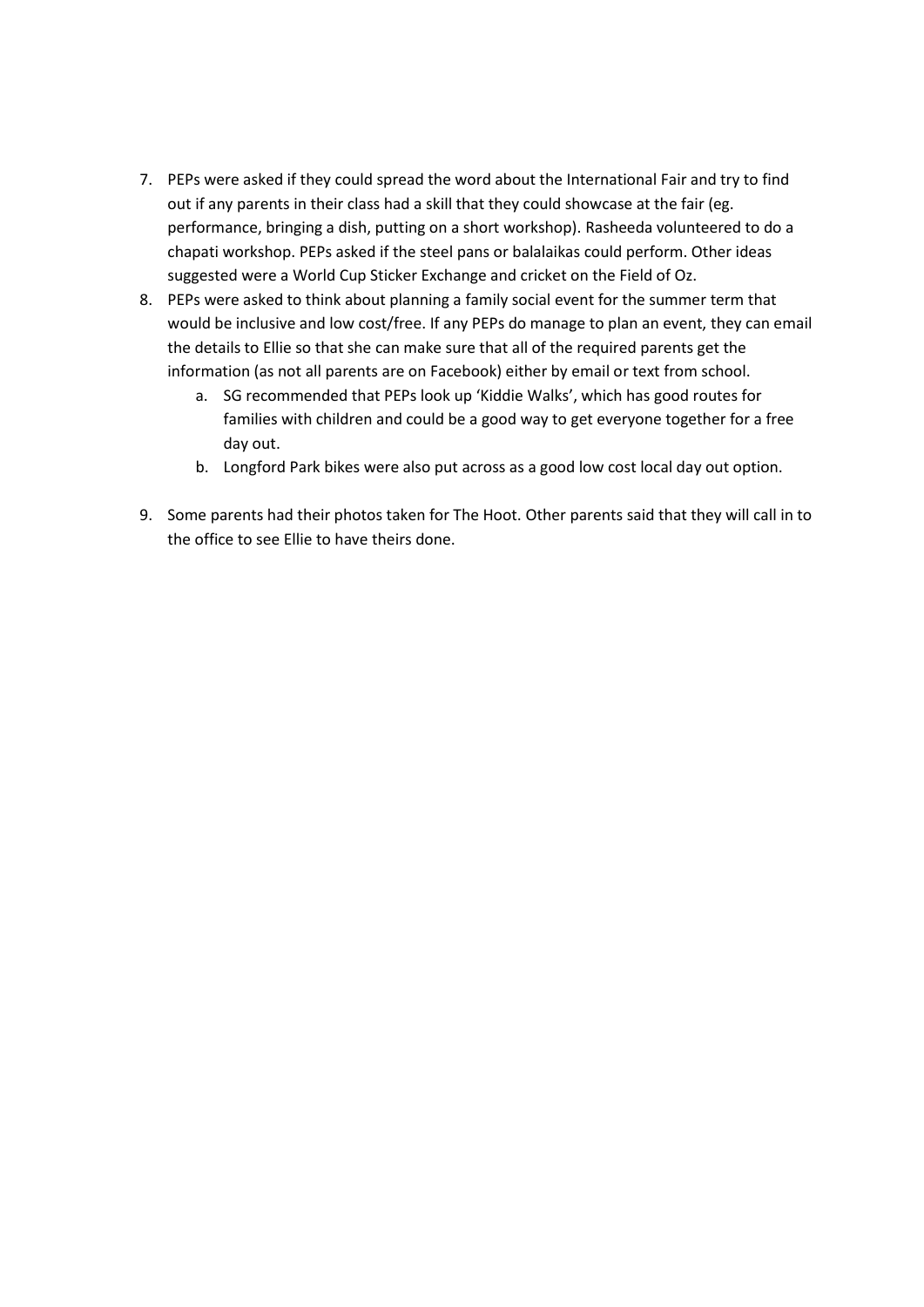7. PEPs were asked if they could spread the word about the International Fair and try to find out if any parents in their class had a skill that they could showcase at the fair (eg. performance, bringing a dish, putting on a short workshop). Rasheeda volunteered to do a chapati workshop. PEPs asked if the steel pans or balalaikas could perform. Other ideas suggested were a World Cup Sticker Exchange and cricket on the Field of Oz.
8. PEPs were asked to think about planning a family social event for the summer term that would be inclusive and low cost/free. If any PEPs do manage to plan an event, they can email the details to Ellie so that she can make sure that all of the required parents get the information (as not all parents are on Facebook) either by email or text from school.
    a. SG recommended that PEPs look up 'Kiddie Walks', which has good routes for families with children and could be a good way to get everyone together for a free day out.
    b. Longford Park bikes were also put across as a good low cost local day out option.
9. Some parents had their photos taken for The Hoot. Other parents said that they will call in to the office to see Ellie to have theirs done.